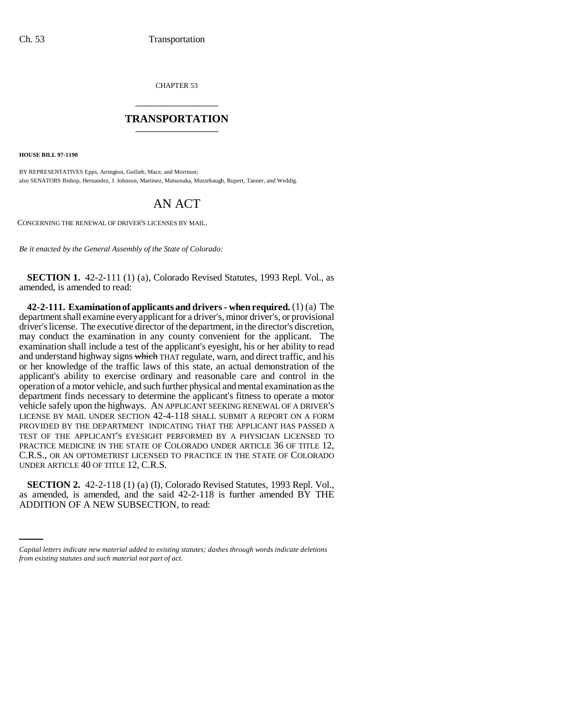CHAPTER 53

# TRANSPORTATION

**HOUSE BILL 97-1190**

BY REPRESENTATIVES Epps, Arrington, Gotlieb, Mace, and Morrison;
also SENATORS Bishop, Hernandez, J. Johnson, Martinez, Matsunaka, Mutzebaugh, Rupert, Tanner, and Weddig.

## AN ACT

CONCERNING THE RENEWAL OF DRIVER'S LICENSES BY MAIL.

*Be it enacted by the General Assembly of the State of Colorado:*

**SECTION 1.** 42-2-111 (1) (a), Colorado Revised Statutes, 1993 Repl. Vol., as amended, is amended to read:

**42-2-111. Examination of applicants and drivers - when required.** (1) (a) The department shall examine every applicant for a driver's, minor driver's, or provisional driver's license. The executive director of the department, in the director's discretion, may conduct the examination in any county convenient for the applicant. The examination shall include a test of the applicant's eyesight, his or her ability to read and understand highway signs ~~which~~ THAT regulate, warn, and direct traffic, and his or her knowledge of the traffic laws of this state, an actual demonstration of the applicant's ability to exercise ordinary and reasonable care and control in the operation of a motor vehicle, and such further physical and mental examination as the department finds necessary to determine the applicant's fitness to operate a motor vehicle safely upon the highways. AN APPLICANT SEEKING RENEWAL OF A DRIVER'S LICENSE BY MAIL UNDER SECTION 42-4-118 SHALL SUBMIT A REPORT ON A FORM PROVIDED BY THE DEPARTMENT INDICATING THAT THE APPLICANT HAS PASSED A TEST OF THE APPLICANT'S EYESIGHT PERFORMED BY A PHYSICIAN LICENSED TO PRACTICE MEDICINE IN THE STATE OF COLORADO UNDER ARTICLE 36 OF TITLE 12, C.R.S., OR AN OPTOMETRIST LICENSED TO PRACTICE IN THE STATE OF COLORADO UNDER ARTICLE 40 OF TITLE 12, C.R.S.

**SECTION 2.** 42-2-118 (1) (a) (I), Colorado Revised Statutes, 1993 Repl. Vol., as amended, is amended, and the said 42-2-118 is further amended BY THE ADDITION OF A NEW SUBSECTION, to read:

*Capital letters indicate new material added to existing statutes; dashes through words indicate deletions from existing statutes and such material not part of act.*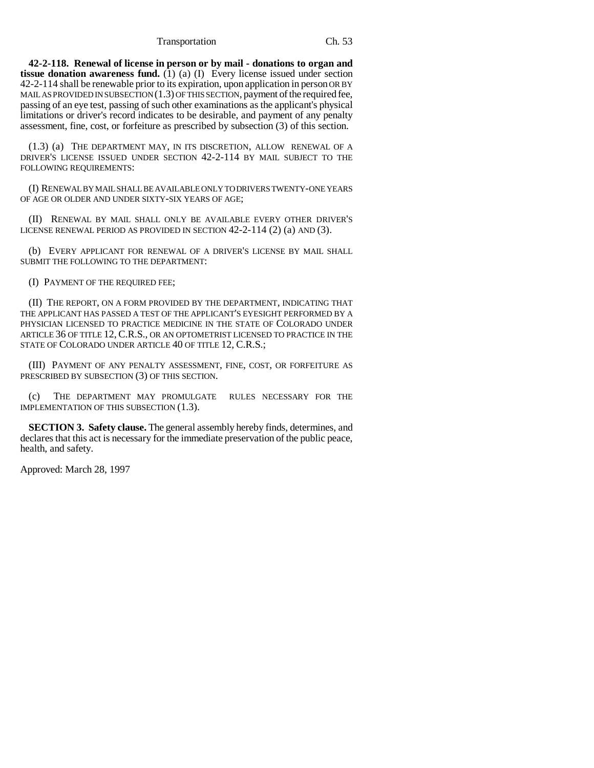**42-2-118. Renewal of license in person or by mail - donations to organ and tissue donation awareness fund.** (1) (a) (I) Every license issued under section 42-2-114 shall be renewable prior to its expiration, upon application in person OR BY MAIL AS PROVIDED IN SUBSECTION (1.3) OF THIS SECTION, payment of the required fee, passing of an eye test, passing of such other examinations as the applicant's physical limitations or driver's record indicates to be desirable, and payment of any penalty assessment, fine, cost, or forfeiture as prescribed by subsection (3) of this section.

(1.3) (a) THE DEPARTMENT MAY, IN ITS DISCRETION, ALLOW RENEWAL OF A DRIVER'S LICENSE ISSUED UNDER SECTION 42-2-114 BY MAIL SUBJECT TO THE FOLLOWING REQUIREMENTS:

(I) RENEWAL BY MAIL SHALL BE AVAILABLE ONLY TO DRIVERS TWENTY-ONE YEARS OF AGE OR OLDER AND UNDER SIXTY-SIX YEARS OF AGE;

(II) RENEWAL BY MAIL SHALL ONLY BE AVAILABLE EVERY OTHER DRIVER'S LICENSE RENEWAL PERIOD AS PROVIDED IN SECTION 42-2-114 (2) (a) AND (3).

(b) EVERY APPLICANT FOR RENEWAL OF A DRIVER'S LICENSE BY MAIL SHALL SUBMIT THE FOLLOWING TO THE DEPARTMENT:

(I) PAYMENT OF THE REQUIRED FEE;

(II) THE REPORT, ON A FORM PROVIDED BY THE DEPARTMENT, INDICATING THAT THE APPLICANT HAS PASSED A TEST OF THE APPLICANT'S EYESIGHT PERFORMED BY A PHYSICIAN LICENSED TO PRACTICE MEDICINE IN THE STATE OF COLORADO UNDER ARTICLE 36 OF TITLE 12, C.R.S., OR AN OPTOMETRIST LICENSED TO PRACTICE IN THE STATE OF COLORADO UNDER ARTICLE 40 OF TITLE 12, C.R.S.;

(III) PAYMENT OF ANY PENALTY ASSESSMENT, FINE, COST, OR FORFEITURE AS PRESCRIBED BY SUBSECTION (3) OF THIS SECTION.

(c) THE DEPARTMENT MAY PROMULGATE RULES NECESSARY FOR THE IMPLEMENTATION OF THIS SUBSECTION (1.3).

**SECTION 3. Safety clause.** The general assembly hereby finds, determines, and declares that this act is necessary for the immediate preservation of the public peace, health, and safety.

Approved: March 28, 1997